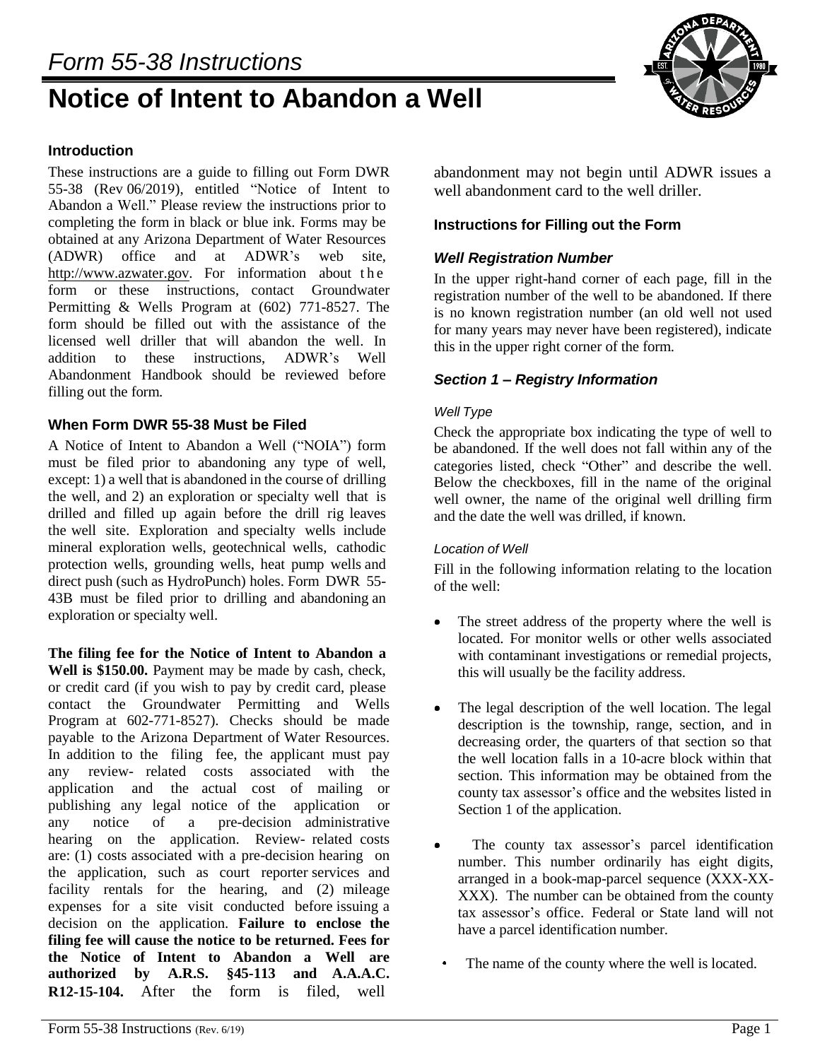*Form 55-38 Instructions*

# Notice of Intent to Abandon a Well

### Introduction

These instructions are a guide to filling out Form DWR 55-38 (Rev 06/2019), entitled "Notice of Intent to Abandon a Well." Please review the instructions prior to completing the form in black or blue ink. Forms may be obtained at any Arizona Department of Water Resources (ADWR) office and at ADWR's web site, http://www.azwater.gov. For information about the form or these instructions, contact Groundwater Permitting & Wells Program at (602) 771-8527. The form should be filled out with the assistance of the licensed well driller that will abandon the well. In addition to these instructions, ADWR's Well Abandonment Handbook should be reviewed before filling out the form.

### When Form DWR 55-38 Must be Filed

A Notice of Intent to Abandon a Well ("NOIA") form must be filed prior to abandoning any type of well, except: 1) a well that is abandoned in the course of drilling the well, and 2) an exploration or specialty well that is drilled and filled up again before the drill rig leaves the well site. Exploration and specialty wells include mineral exploration wells, geotechnical wells, cathodic protection wells, grounding wells, heat pump wells and direct push (such as HydroPunch) holes. Form DWR 55-43B must be filed prior to drilling and abandoning an exploration or specialty well.

**The filing fee for the Notice of Intent to Abandon a Well is $150.00.** Payment may be made by cash, check, or credit card (if you wish to pay by credit card, please contact the Groundwater Permitting and Wells Program at 602-771-8527). Checks should be made payable to the Arizona Department of Water Resources. In addition to the filing fee, the applicant must pay any review- related costs associated with the application and the actual cost of mailing or publishing any legal notice of the application or any notice of a pre-decision administrative hearing on the application. Review- related costs are: (1) costs associated with a pre-decision hearing on the application, such as court reporter services and facility rentals for the hearing, and (2) mileage expenses for a site visit conducted before issuing a decision on the application. **Failure to enclose the filing fee will cause the notice to be returned. Fees for the Notice of Intent to Abandon a Well are authorized by A.R.S. §45-113 and A.A.A.C. R12-15-104.** After the form is filed, well abandonment may not begin until ADWR issues a well abandonment card to the well driller.

### Instructions for Filling out the Form

#### *Well Registration Number*

In the upper right-hand corner of each page, fill in the registration number of the well to be abandoned. If there is no known registration number (an old well not used for many years may never have been registered), indicate this in the upper right corner of the form.

#### *Section 1 – Registry Information*

*Well Type*

Check the appropriate box indicating the type of well to be abandoned. If the well does not fall within any of the categories listed, check "Other" and describe the well. Below the checkboxes, fill in the name of the original well owner, the name of the original well drilling firm and the date the well was drilled, if known.

*Location of Well*

Fill in the following information relating to the location of the well:

- The street address of the property where the well is located. For monitor wells or other wells associated with contaminant investigations or remedial projects, this will usually be the facility address.
- The legal description of the well location. The legal description is the township, range, section, and in decreasing order, the quarters of that section so that the well location falls in a 10-acre block within that section. This information may be obtained from the county tax assessor's office and the websites listed in Section 1 of the application.
- The county tax assessor's parcel identification number. This number ordinarily has eight digits, arranged in a book-map-parcel sequence (XXX-XX-XXX). The number can be obtained from the county tax assessor's office. Federal or State land will not have a parcel identification number.
- The name of the county where the well is located.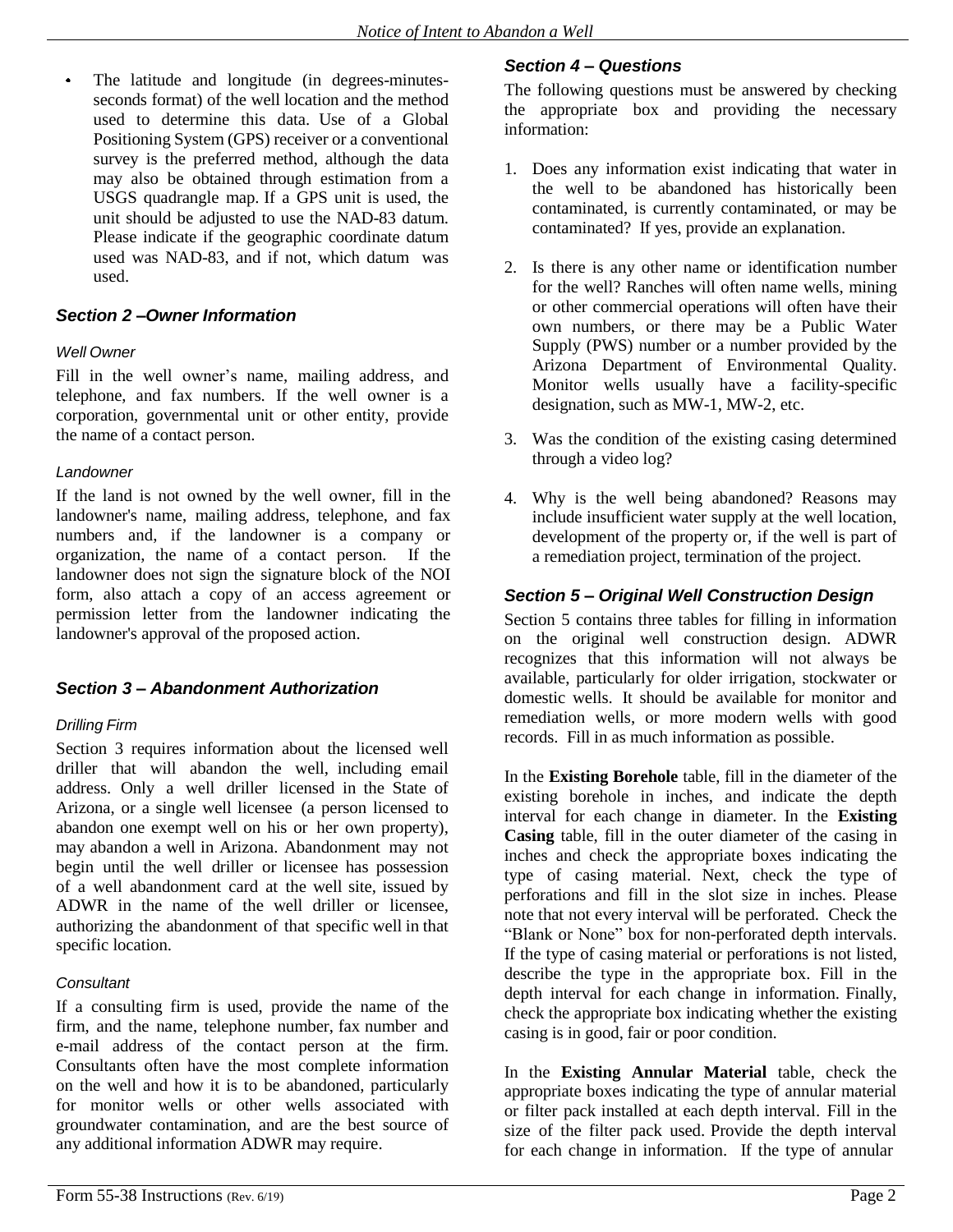- The latitude and longitude (in degrees-minutes-seconds format) of the well location and the method used to determine this data. Use of a Global Positioning System (GPS) receiver or a conventional survey is the preferred method, although the data may also be obtained through estimation from a USGS quadrangle map. If a GPS unit is used, the unit should be adjusted to use the NAD-83 datum. Please indicate if the geographic coordinate datum used was NAD-83, and if not, which datum was used.

### *Section 2 –Owner Information*

*Well Owner*

Fill in the well owner's name, mailing address, and telephone, and fax numbers. If the well owner is a corporation, governmental unit or other entity, provide the name of a contact person.

*Landowner*

If the land is not owned by the well owner, fill in the landowner's name, mailing address, telephone, and fax numbers and, if the landowner is a company or organization, the name of a contact person. If the landowner does not sign the signature block of the NOI form, also attach a copy of an access agreement or permission letter from the landowner indicating the landowner's approval of the proposed action.

### *Section 3 – Abandonment Authorization*

*Drilling Firm*

Section 3 requires information about the licensed well driller that will abandon the well, including email address. Only a well driller licensed in the State of Arizona, or a single well licensee (a person licensed to abandon one exempt well on his or her own property), may abandon a well in Arizona. Abandonment may not begin until the well driller or licensee has possession of a well abandonment card at the well site, issued by ADWR in the name of the well driller or licensee, authorizing the abandonment of that specific well in that specific location.

*Consultant*

If a consulting firm is used, provide the name of the firm, and the name, telephone number, fax number and e-mail address of the contact person at the firm. Consultants often have the most complete information on the well and how it is to be abandoned, particularly for monitor wells or other wells associated with groundwater contamination, and are the best source of any additional information ADWR may require.

### *Section 4 – Questions*

The following questions must be answered by checking the appropriate box and providing the necessary information:

1. Does any information exist indicating that water in the well to be abandoned has historically been contaminated, is currently contaminated, or may be contaminated? If yes, provide an explanation.
2. Is there is any other name or identification number for the well? Ranches will often name wells, mining or other commercial operations will often have their own numbers, or there may be a Public Water Supply (PWS) number or a number provided by the Arizona Department of Environmental Quality. Monitor wells usually have a facility-specific designation, such as MW-1, MW-2, etc.
3. Was the condition of the existing casing determined through a video log?
4. Why is the well being abandoned? Reasons may include insufficient water supply at the well location, development of the property or, if the well is part of a remediation project, termination of the project.

### *Section 5 – Original Well Construction Design*

Section 5 contains three tables for filling in information on the original well construction design. ADWR recognizes that this information will not always be available, particularly for older irrigation, stockwater or domestic wells. It should be available for monitor and remediation wells, or more modern wells with good records. Fill in as much information as possible.

In the **Existing Borehole** table, fill in the diameter of the existing borehole in inches, and indicate the depth interval for each change in diameter. In the **Existing Casing** table, fill in the outer diameter of the casing in inches and check the appropriate boxes indicating the type of casing material. Next, check the type of perforations and fill in the slot size in inches. Please note that not every interval will be perforated. Check the "Blank or None" box for non-perforated depth intervals. If the type of casing material or perforations is not listed, describe the type in the appropriate box. Fill in the depth interval for each change in information. Finally, check the appropriate box indicating whether the existing casing is in good, fair or poor condition.

In the **Existing Annular Material** table, check the appropriate boxes indicating the type of annular material or filter pack installed at each depth interval. Fill in the size of the filter pack used. Provide the depth interval for each change in information. If the type of annular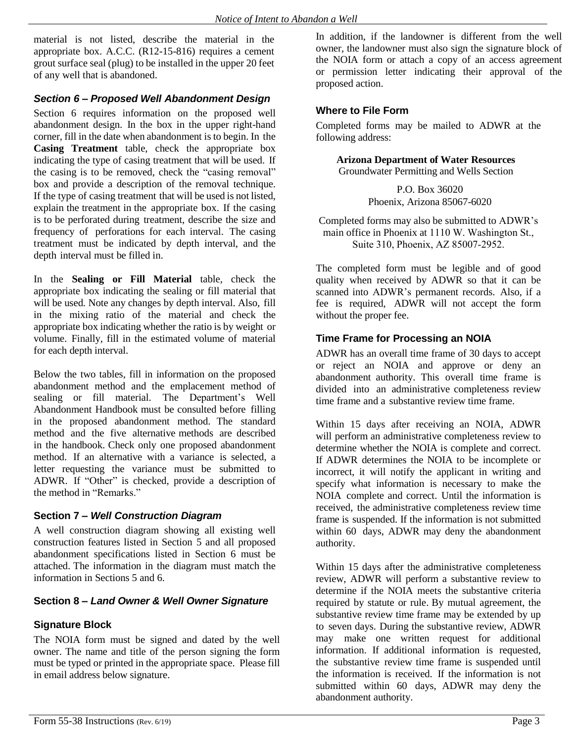material is not listed, describe the material in the appropriate box. A.C.C. (R12-15-816) requires a cement grout surface seal (plug) to be installed in the upper 20 feet of any well that is abandoned.

### *Section 6 – Proposed Well Abandonment Design*

Section 6 requires information on the proposed well abandonment design. In the box in the upper right-hand corner, fill in the date when abandonment is to begin. In the **Casing Treatment** table, check the appropriate box indicating the type of casing treatment that will be used. If the casing is to be removed, check the "casing removal" box and provide a description of the removal technique. If the type of casing treatment that will be used is not listed, explain the treatment in the appropriate box. If the casing is to be perforated during treatment, describe the size and frequency of perforations for each interval. The casing treatment must be indicated by depth interval, and the depth interval must be filled in.

In the **Sealing or Fill Material** table, check the appropriate box indicating the sealing or fill material that will be used. Note any changes by depth interval. Also, fill in the mixing ratio of the material and check the appropriate box indicating whether the ratio is by weight or volume. Finally, fill in the estimated volume of material for each depth interval.

Below the two tables, fill in information on the proposed abandonment method and the emplacement method of sealing or fill material. The Department's Well Abandonment Handbook must be consulted before filling in the proposed abandonment method. The standard method and the five alternative methods are described in the handbook. Check only one proposed abandonment method. If an alternative with a variance is selected, a letter requesting the variance must be submitted to ADWR. If "Other" is checked, provide a description of the method in "Remarks."

### Section 7 – *Well Construction Diagram*

A well construction diagram showing all existing well construction features listed in Section 5 and all proposed abandonment specifications listed in Section 6 must be attached. The information in the diagram must match the information in Sections 5 and 6.

### Section 8 – *Land Owner & Well Owner Signature*

### Signature Block

The NOIA form must be signed and dated by the well owner. The name and title of the person signing the form must be typed or printed in the appropriate space. Please fill in email address below signature.

In addition, if the landowner is different from the well owner, the landowner must also sign the signature block of the NOIA form or attach a copy of an access agreement or permission letter indicating their approval of the proposed action.

### Where to File Form

Completed forms may be mailed to ADWR at the following address:

**Arizona Department of Water Resources**
Groundwater Permitting and Wells Section

P.O. Box 36020
Phoenix, Arizona 85067-6020

Completed forms may also be submitted to ADWR's main office in Phoenix at 1110 W. Washington St., Suite 310, Phoenix, AZ 85007-2952.

The completed form must be legible and of good quality when received by ADWR so that it can be scanned into ADWR's permanent records. Also, if a fee is required, ADWR will not accept the form without the proper fee.

### Time Frame for Processing an NOIA

ADWR has an overall time frame of 30 days to accept or reject an NOIA and approve or deny an abandonment authority. This overall time frame is divided into an administrative completeness review time frame and a substantive review time frame.

Within 15 days after receiving an NOIA, ADWR will perform an administrative completeness review to determine whether the NOIA is complete and correct. If ADWR determines the NOIA to be incomplete or incorrect, it will notify the applicant in writing and specify what information is necessary to make the NOIA complete and correct. Until the information is received, the administrative completeness review time frame is suspended. If the information is not submitted within 60 days, ADWR may deny the abandonment authority.

Within 15 days after the administrative completeness review, ADWR will perform a substantive review to determine if the NOIA meets the substantive criteria required by statute or rule. By mutual agreement, the substantive review time frame may be extended by up to seven days. During the substantive review, ADWR may make one written request for additional information. If additional information is requested, the substantive review time frame is suspended until the information is received. If the information is not submitted within 60 days, ADWR may deny the abandonment authority.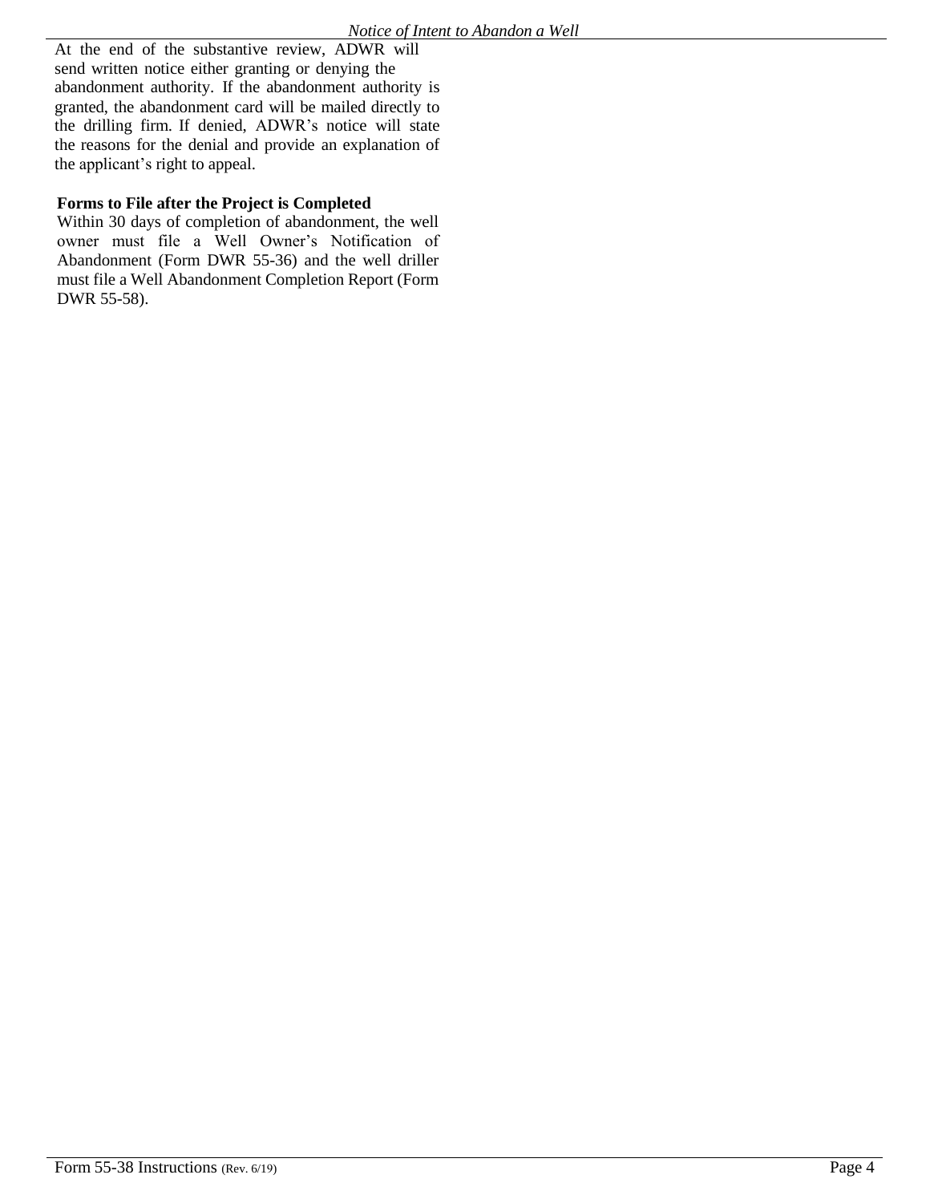At the end of the substantive review, ADWR will send written notice either granting or denying the abandonment authority. If the abandonment authority is granted, the abandonment card will be mailed directly to the drilling firm. If denied, ADWR's notice will state the reasons for the denial and provide an explanation of the applicant's right to appeal.

**Forms to File after the Project is Completed**

Within 30 days of completion of abandonment, the well owner must file a Well Owner's Notification of Abandonment (Form DWR 55-36) and the well driller must file a Well Abandonment Completion Report (Form DWR 55-58).